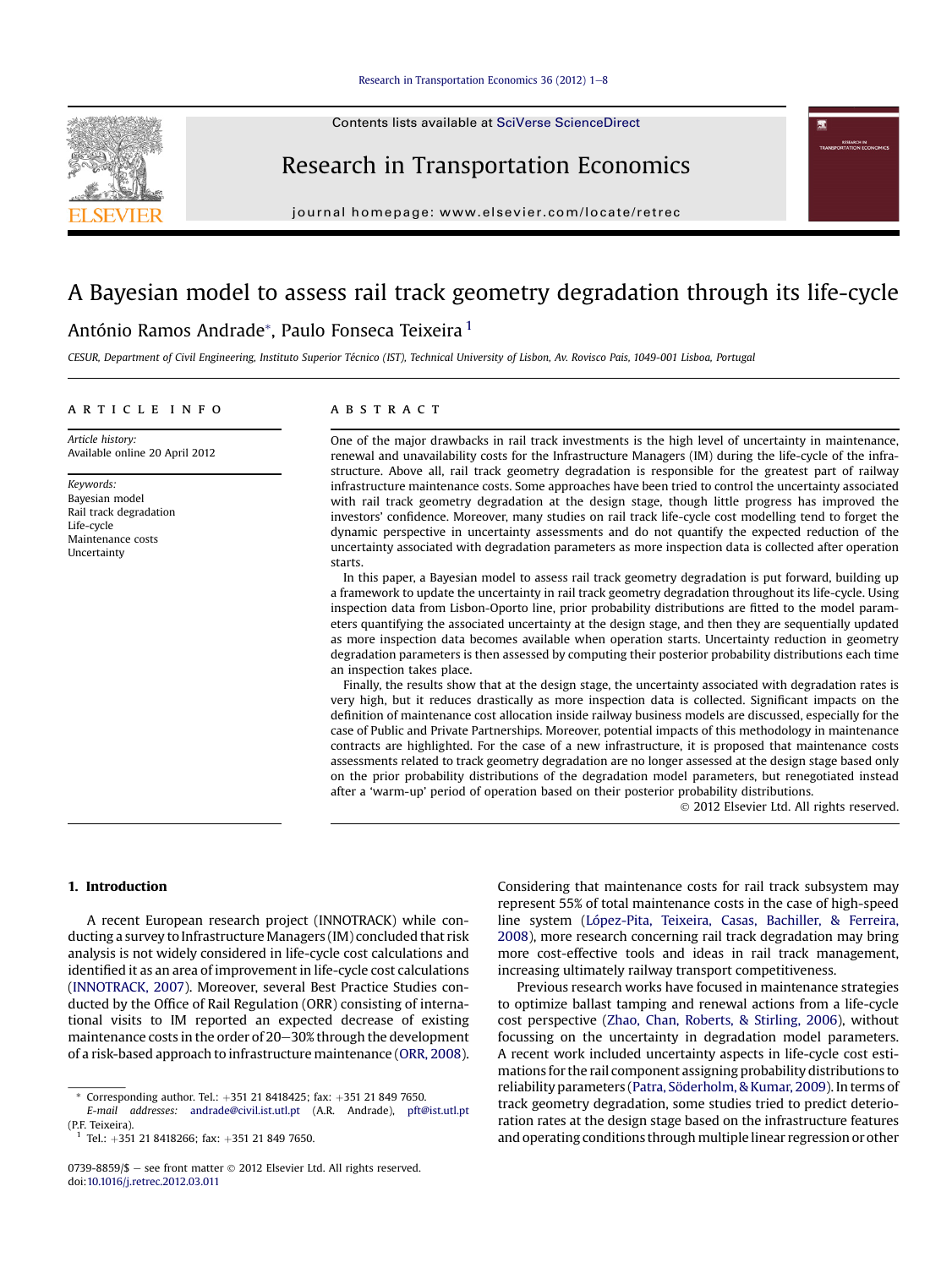Contents lists available at SciVerse ScienceDirect

# Research in Transportation Economics

journal homepage: www.elsevier.com/locate/retrec

# A Bayesian model to assess rail track geometry degradation through its life-cycle

António Ramos Andrade*, Paulo Fonseca Teixeira [1]

CESUR, Department of Civil Engineering, Instituto Superior Técnico (IST), Technical University of Lisbon, Av. Rovisco Pais, 1049-001 Lisboa, Portugal

**ARTICLE INFO**

*Article history:*
Available online 20 April 2012

*Keywords:*
Bayesian model
Rail track degradation
Life-cycle
Maintenance costs
Uncertainty

**ABSTRACT**

One of the major drawbacks in rail track investments is the high level of uncertainty in maintenance, renewal and unavailability costs for the Infrastructure Managers (IM) during the life-cycle of the infrastructure. Above all, rail track geometry degradation is responsible for the greatest part of railway infrastructure maintenance costs. Some approaches have been tried to control the uncertainty associated with rail track geometry degradation at the design stage, though little progress has improved the investors' confidence. Moreover, many studies on rail track life-cycle cost modelling tend to forget the dynamic perspective in uncertainty assessments and do not quantify the expected reduction of the uncertainty associated with degradation parameters as more inspection data is collected after operation starts.

In this paper, a Bayesian model to assess rail track geometry degradation is put forward, building up a framework to update the uncertainty in rail track geometry degradation throughout its life-cycle. Using inspection data from Lisbon-Oporto line, prior probability distributions are fitted to the model parameters quantifying the associated uncertainty at the design stage, and then they are sequentially updated as more inspection data becomes available when operation starts. Uncertainty reduction in geometry degradation parameters is then assessed by computing their posterior probability distributions each time an inspection takes place.

Finally, the results show that at the design stage, the uncertainty associated with degradation rates is very high, but it reduces drastically as more inspection data is collected. Significant impacts on the definition of maintenance cost allocation inside railway business models are discussed, especially for the case of Public and Private Partnerships. Moreover, potential impacts of this methodology in maintenance contracts are highlighted. For the case of a new infrastructure, it is proposed that maintenance costs assessments related to track geometry degradation are no longer assessed at the design stage based only on the prior probability distributions of the degradation model parameters, but renegotiated instead after a 'warm-up' period of operation based on their posterior probability distributions.

© 2012 Elsevier Ltd. All rights reserved.

## 1. Introduction

A recent European research project (INNOTRACK) while conducting a survey to Infrastructure Managers (IM) concluded that risk analysis is not widely considered in life-cycle cost calculations and identified it as an area of improvement in life-cycle cost calculations (INNOTRACK, 2007). Moreover, several Best Practice Studies conducted by the Office of Rail Regulation (ORR) consisting of international visits to IM reported an expected decrease of existing maintenance costs in the order of 20–30% through the development of a risk-based approach to infrastructure maintenance (ORR, 2008).

Considering that maintenance costs for rail track subsystem may represent 55% of total maintenance costs in the case of high-speed line system (López-Pita, Teixeira, Casas, Bachiller, & Ferreira, 2008), more research concerning rail track degradation may bring more cost-effective tools and ideas in rail track management, increasing ultimately railway transport competitiveness.

Previous research works have focused in maintenance strategies to optimize ballast tamping and renewal actions from a life-cycle cost perspective (Zhao, Chan, Roberts, & Stirling, 2006), without focussing on the uncertainty in degradation model parameters. A recent work included uncertainty aspects in life-cycle cost estimations for the rail component assigning probability distributions to reliability parameters (Patra, Söderholm, & Kumar, 2009). In terms of track geometry degradation, some studies tried to predict deterioration rates at the design stage based on the infrastructure features and operating conditions through multiple linear regression or other

\* Corresponding author. Tel.: +351 21 8418425; fax: +351 21 849 7650.
*E-mail addresses:* andrade@civil.ist.utl.pt (A.R. Andrade), pft@ist.utl.pt (P.F. Teixeira).

[1] Tel.: +351 21 8418266; fax: +351 21 849 7650.

0739-8859/$ – see front matter © 2012 Elsevier Ltd. All rights reserved.
doi:10.1016/j.retrec.2012.03.011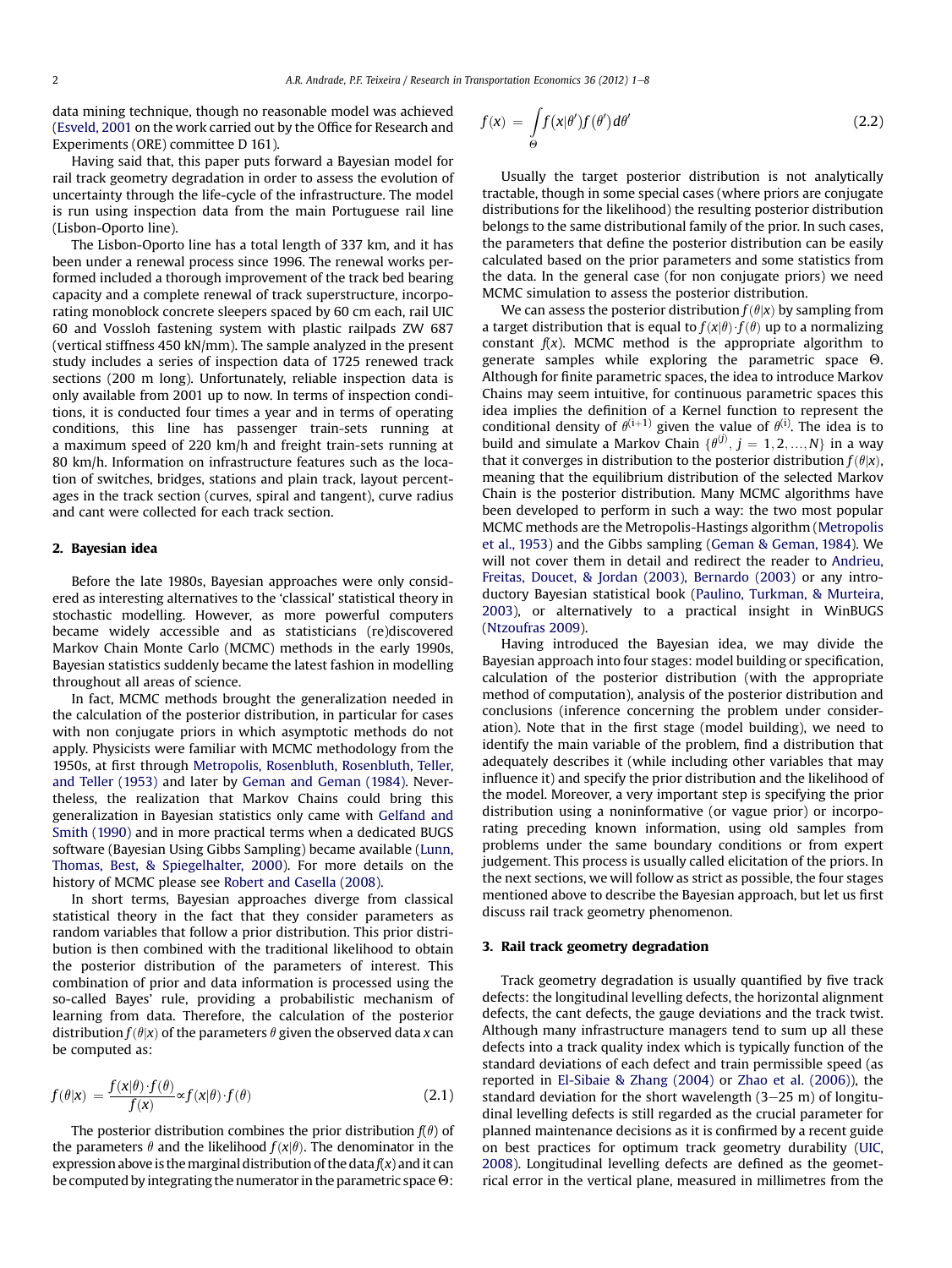data mining technique, though no reasonable model was achieved (Esveld, 2001 on the work carried out by the Office for Research and Experiments (ORE) committee D 161).

Having said that, this paper puts forward a Bayesian model for rail track geometry degradation in order to assess the evolution of uncertainty through the life-cycle of the infrastructure. The model is run using inspection data from the main Portuguese rail line (Lisbon-Oporto line).

The Lisbon-Oporto line has a total length of 337 km, and it has been under a renewal process since 1996. The renewal works performed included a thorough improvement of the track bed bearing capacity and a complete renewal of track superstructure, incorporating monoblock concrete sleepers spaced by 60 cm each, rail UIC 60 and Vossloh fastening system with plastic railpads ZW 687 (vertical stiffness 450 kN/mm). The sample analyzed in the present study includes a series of inspection data of 1725 renewed track sections (200 m long). Unfortunately, reliable inspection data is only available from 2001 up to now. In terms of inspection conditions, it is conducted four times a year and in terms of operating conditions, this line has passenger train-sets running at a maximum speed of 220 km/h and freight train-sets running at 80 km/h. Information on infrastructure features such as the location of switches, bridges, stations and plain track, layout percentages in the track section (curves, spiral and tangent), curve radius and cant were collected for each track section.

## 2. Bayesian idea

Before the late 1980s, Bayesian approaches were only considered as interesting alternatives to the 'classical' statistical theory in stochastic modelling. However, as more powerful computers became widely accessible and as statisticians (re)discovered Markov Chain Monte Carlo (MCMC) methods in the early 1990s, Bayesian statistics suddenly became the latest fashion in modelling throughout all areas of science.

In fact, MCMC methods brought the generalization needed in the calculation of the posterior distribution, in particular for cases with non conjugate priors in which asymptotic methods do not apply. Physicists were familiar with MCMC methodology from the 1950s, at first through Metropolis, Rosenbluth, Rosenbluth, Teller, and Teller (1953) and later by Geman and Geman (1984). Nevertheless, the realization that Markov Chains could bring this generalization in Bayesian statistics only came with Gelfand and Smith (1990) and in more practical terms when a dedicated BUGS software (Bayesian Using Gibbs Sampling) became available (Lunn, Thomas, Best, & Spiegelhalter, 2000). For more details on the history of MCMC please see Robert and Casella (2008).

In short terms, Bayesian approaches diverge from classical statistical theory in the fact that they consider parameters as random variables that follow a prior distribution. This prior distribution is then combined with the traditional likelihood to obtain the posterior distribution of the parameters of interest. This combination of prior and data information is processed using the so-called Bayes' rule, providing a probabilistic mechanism of learning from data. Therefore, the calculation of the posterior distribution $f(\theta|x)$ of the parameters $\theta$ given the observed data $x$ can be computed as:

$$f(\theta|x) = \frac{f(x|\theta)\cdot f(\theta)}{f(x)} \propto f(x|\theta)\cdot f(\theta) \tag{2.1}$$

The posterior distribution combines the prior distribution $f(\theta)$ of the parameters $\theta$ and the likelihood $f(x|\theta)$. The denominator in the expression above is the marginal distribution of the data $f(x)$ and it can be computed by integrating the numerator in the parametric space $\Theta$:

$$f(x) = \int_{\Theta} f(x|\theta')f(\theta')d\theta' \tag{2.2}$$

Usually the target posterior distribution is not analytically tractable, though in some special cases (where priors are conjugate distributions for the likelihood) the resulting posterior distribution belongs to the same distributional family of the prior. In such cases, the parameters that define the posterior distribution can be easily calculated based on the prior parameters and some statistics from the data. In the general case (for non conjugate priors) we need MCMC simulation to assess the posterior distribution.

We can assess the posterior distribution $f(\theta|x)$ by sampling from a target distribution that is equal to $f(x|\theta)\cdot f(\theta)$ up to a normalizing constant $f(x)$. MCMC method is the appropriate algorithm to generate samples while exploring the parametric space $\Theta$. Although for finite parametric spaces, the idea to introduce Markov Chains may seem intuitive, for continuous parametric spaces this idea implies the definition of a Kernel function to represent the conditional density of $\theta^{(i+1)}$ given the value of $\theta^{(i)}$. The idea is to build and simulate a Markov Chain $\{\theta^{(j)}, j = 1, 2, \ldots, N\}$ in a way that it converges in distribution to the posterior distribution $f(\theta|x)$, meaning that the equilibrium distribution of the selected Markov Chain is the posterior distribution. Many MCMC algorithms have been developed to perform in such a way: the two most popular MCMC methods are the Metropolis-Hastings algorithm (Metropolis et al., 1953) and the Gibbs sampling (Geman & Geman, 1984). We will not cover them in detail and redirect the reader to Andrieu, Freitas, Doucet, & Jordan (2003), Bernardo (2003) or any introductory Bayesian statistical book (Paulino, Turkman, & Murteira, 2003), or alternatively to a practical insight in WinBUGS (Ntzoufras 2009).

Having introduced the Bayesian idea, we may divide the Bayesian approach into four stages: model building or specification, calculation of the posterior distribution (with the appropriate method of computation), analysis of the posterior distribution and conclusions (inference concerning the problem under consideration). Note that in the first stage (model building), we need to identify the main variable of the problem, find a distribution that adequately describes it (while including other variables that may influence it) and specify the prior distribution and the likelihood of the model. Moreover, a very important step is specifying the prior distribution using a noninformative (or vague prior) or incorporating preceding known information, using old samples from problems under the same boundary conditions or from expert judgement. This process is usually called elicitation of the priors. In the next sections, we will follow as strict as possible, the four stages mentioned above to describe the Bayesian approach, but let us first discuss rail track geometry phenomenon.

## 3. Rail track geometry degradation

Track geometry degradation is usually quantified by five track defects: the longitudinal levelling defects, the horizontal alignment defects, the cant defects, the gauge deviations and the track twist. Although many infrastructure managers tend to sum up all these defects into a track quality index which is typically function of the standard deviations of each defect and train permissible speed (as reported in El-Sibaie & Zhang (2004) or Zhao et al. (2006)), the standard deviation for the short wavelength (3–25 m) of longitudinal levelling defects is still regarded as the crucial parameter for planned maintenance decisions as it is confirmed by a recent guide on best practices for optimum track geometry durability (UIC, 2008). Longitudinal levelling defects are defined as the geometrical error in the vertical plane, measured in millimetres from the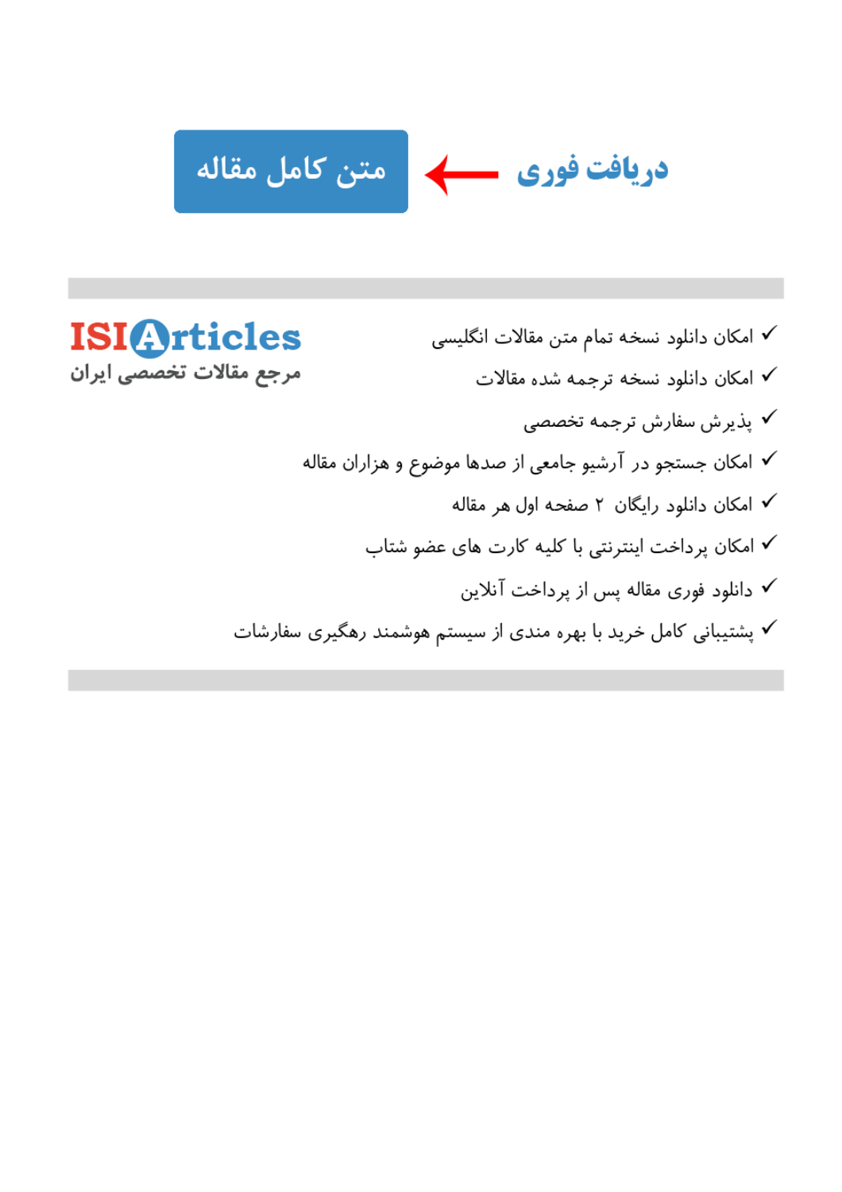دریافت فوری ← متن کامل مقاله

**ISIArticles**
مرجع مقالات تخصصی ایران

- ✓ امکان دانلود نسخه تمام متن مقالات انگلیسی
- ✓ امکان دانلود نسخه ترجمه شده مقالات
- ✓ پذیرش سفارش ترجمه تخصصی
- ✓ امکان جستجو در آرشیو جامعی از صدها موضوع و هزاران مقاله
- ✓ امکان دانلود رایگان ۲ صفحه اول هر مقاله
- ✓ امکان پرداخت اینترنتی با کلیه کارت های عضو شتاب
- ✓ دانلود فوری مقاله پس از پرداخت آنلاین
- ✓ پشتیبانی کامل خرید با بهره مندی از سیستم هوشمند رهگیری سفارشات